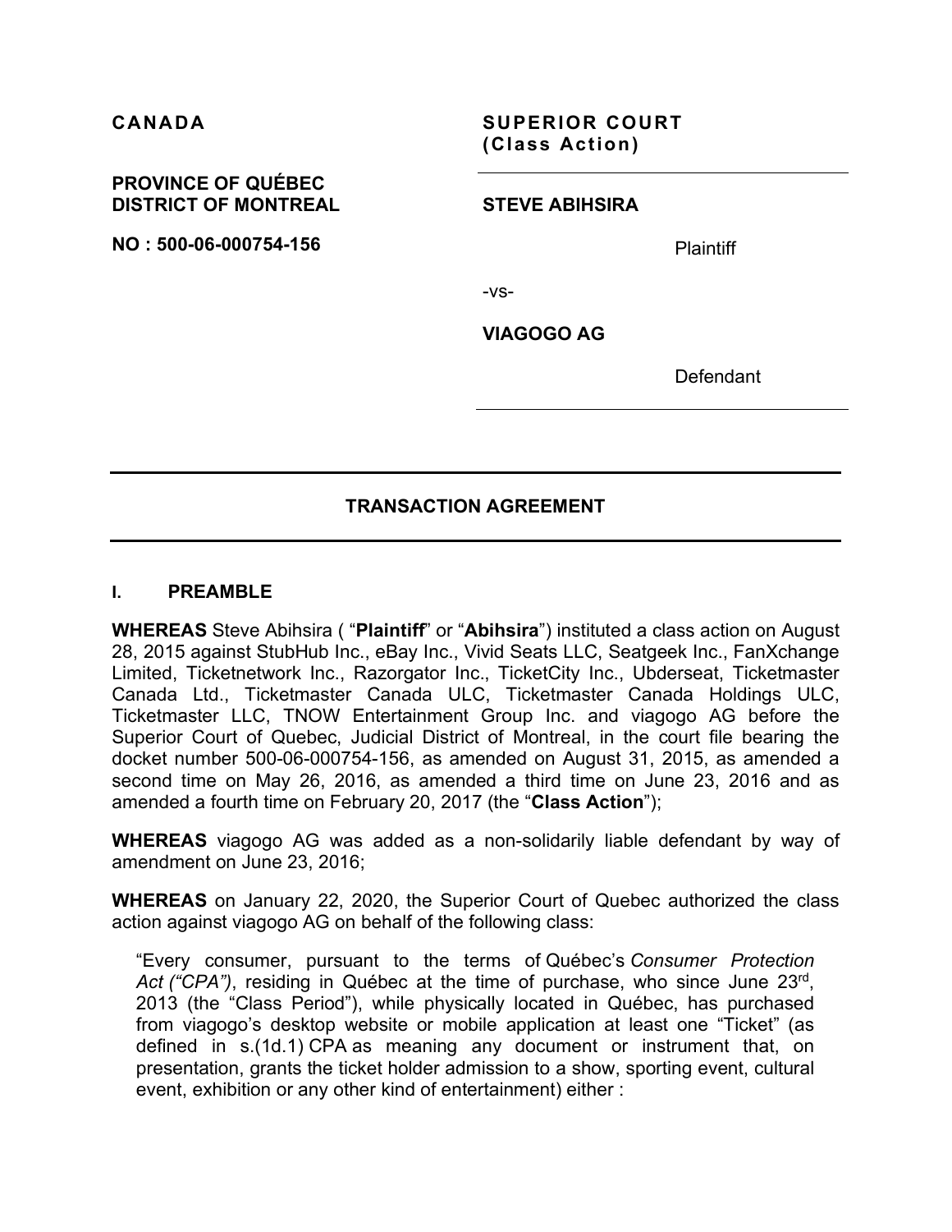**CANADA**

**PROVINCE OF QUÉBEC**
**DISTRICT OF MONTREAL**

**NO : 500-06-000754-156**

**SUPERIOR COURT**
**(Class Action)**

---

**STEVE ABIHSIRA**

Plaintiff

-vs-

**VIAGOGO AG**

Defendant

---

## TRANSACTION AGREEMENT

### I. PREAMBLE

**WHEREAS** Steve Abihsira ( "**Plaintiff**" or "**Abihsira**") instituted a class action on August 28, 2015 against StubHub Inc., eBay Inc., Vivid Seats LLC, Seatgeek Inc., FanXchange Limited, Ticketnetwork Inc., Razorgator Inc., TicketCity Inc., Ubderseat, Ticketmaster Canada Ltd., Ticketmaster Canada ULC, Ticketmaster Canada Holdings ULC, Ticketmaster LLC, TNOW Entertainment Group Inc. and viagogo AG before the Superior Court of Quebec, Judicial District of Montreal, in the court file bearing the docket number 500-06-000754-156, as amended on August 31, 2015, as amended a second time on May 26, 2016, as amended a third time on June 23, 2016 and as amended a fourth time on February 20, 2017 (the "**Class Action**");

**WHEREAS** viagogo AG was added as a non-solidarily liable defendant by way of amendment on June 23, 2016;

**WHEREAS** on January 22, 2020, the Superior Court of Quebec authorized the class action against viagogo AG on behalf of the following class:

> "Every consumer, pursuant to the terms of Québec's *Consumer Protection Act ("CPA")*, residing in Québec at the time of purchase, who since June 23rd, 2013 (the "Class Period"), while physically located in Québec, has purchased from viagogo's desktop website or mobile application at least one "Ticket" (as defined in s.(1d.1) CPA as meaning any document or instrument that, on presentation, grants the ticket holder admission to a show, sporting event, cultural event, exhibition or any other kind of entertainment) either :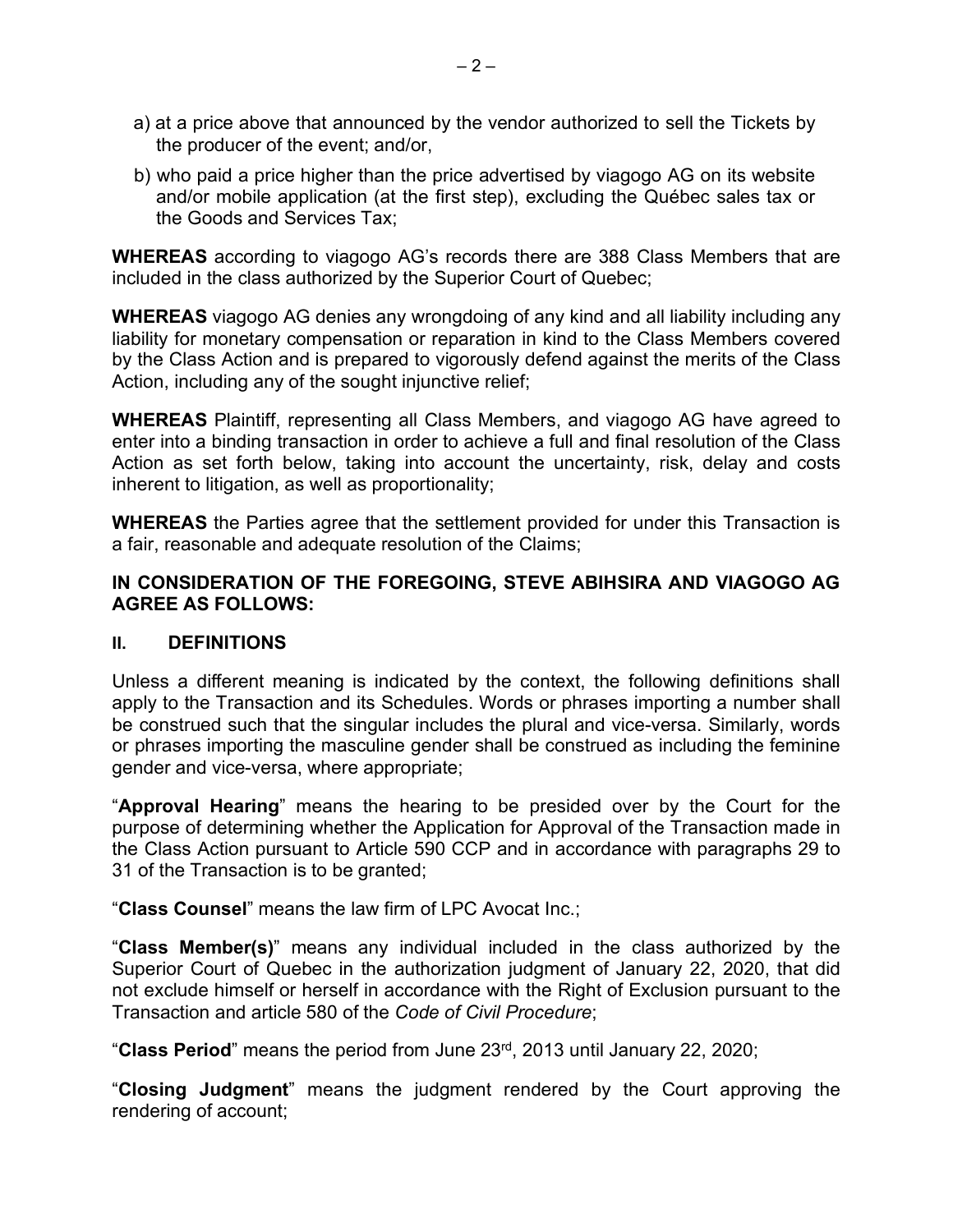a) at a price above that announced by the vendor authorized to sell the Tickets by the producer of the event; and/or,

b) who paid a price higher than the price advertised by viagogo AG on its website and/or mobile application (at the first step), excluding the Québec sales tax or the Goods and Services Tax;

**WHEREAS** according to viagogo AG's records there are 388 Class Members that are included in the class authorized by the Superior Court of Quebec;

**WHEREAS** viagogo AG denies any wrongdoing of any kind and all liability including any liability for monetary compensation or reparation in kind to the Class Members covered by the Class Action and is prepared to vigorously defend against the merits of the Class Action, including any of the sought injunctive relief;

**WHEREAS** Plaintiff, representing all Class Members, and viagogo AG have agreed to enter into a binding transaction in order to achieve a full and final resolution of the Class Action as set forth below, taking into account the uncertainty, risk, delay and costs inherent to litigation, as well as proportionality;

**WHEREAS** the Parties agree that the settlement provided for under this Transaction is a fair, reasonable and adequate resolution of the Claims;

**IN CONSIDERATION OF THE FOREGOING, STEVE ABIHSIRA AND VIAGOGO AG AGREE AS FOLLOWS:**

## II. DEFINITIONS

Unless a different meaning is indicated by the context, the following definitions shall apply to the Transaction and its Schedules. Words or phrases importing a number shall be construed such that the singular includes the plural and vice-versa. Similarly, words or phrases importing the masculine gender shall be construed as including the feminine gender and vice-versa, where appropriate;

"**Approval Hearing**" means the hearing to be presided over by the Court for the purpose of determining whether the Application for Approval of the Transaction made in the Class Action pursuant to Article 590 CCP and in accordance with paragraphs 29 to 31 of the Transaction is to be granted;

"**Class Counsel**" means the law firm of LPC Avocat Inc.;

"**Class Member(s)**" means any individual included in the class authorized by the Superior Court of Quebec in the authorization judgment of January 22, 2020, that did not exclude himself or herself in accordance with the Right of Exclusion pursuant to the Transaction and article 580 of the *Code of Civil Procedure*;

"**Class Period**" means the period from June 23rd, 2013 until January 22, 2020;

"**Closing Judgment**" means the judgment rendered by the Court approving the rendering of account;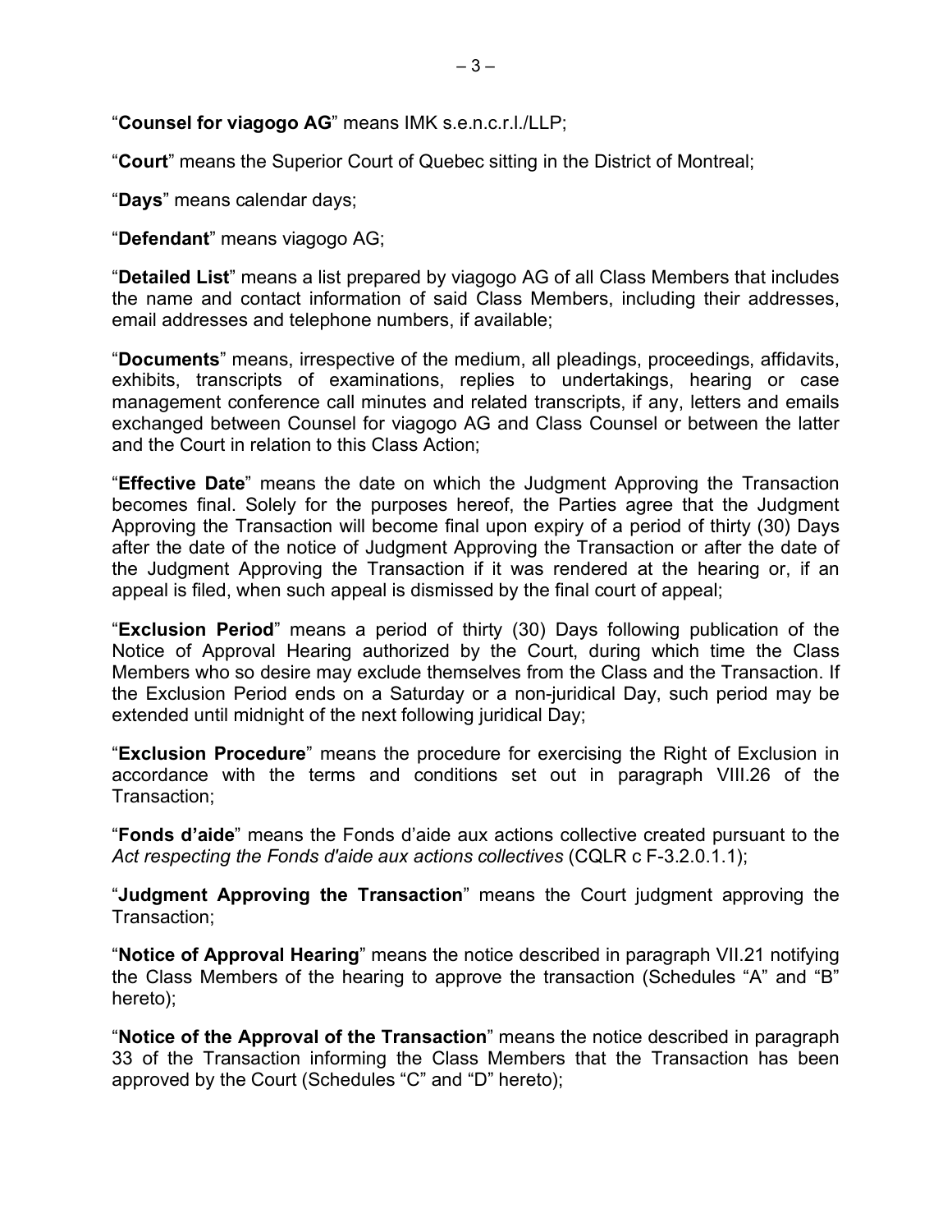“**Counsel for viagogo AG**” means IMK s.e.n.c.r.l./LLP;

“**Court**” means the Superior Court of Quebec sitting in the District of Montreal;

“**Days**” means calendar days;

“**Defendant**” means viagogo AG;

“**Detailed List**” means a list prepared by viagogo AG of all Class Members that includes the name and contact information of said Class Members, including their addresses, email addresses and telephone numbers, if available;

“**Documents**” means, irrespective of the medium, all pleadings, proceedings, affidavits, exhibits, transcripts of examinations, replies to undertakings, hearing or case management conference call minutes and related transcripts, if any, letters and emails exchanged between Counsel for viagogo AG and Class Counsel or between the latter and the Court in relation to this Class Action;

“**Effective Date**” means the date on which the Judgment Approving the Transaction becomes final. Solely for the purposes hereof, the Parties agree that the Judgment Approving the Transaction will become final upon expiry of a period of thirty (30) Days after the date of the notice of Judgment Approving the Transaction or after the date of the Judgment Approving the Transaction if it was rendered at the hearing or, if an appeal is filed, when such appeal is dismissed by the final court of appeal;

“**Exclusion Period**” means a period of thirty (30) Days following publication of the Notice of Approval Hearing authorized by the Court, during which time the Class Members who so desire may exclude themselves from the Class and the Transaction. If the Exclusion Period ends on a Saturday or a non-juridical Day, such period may be extended until midnight of the next following juridical Day;

“**Exclusion Procedure**” means the procedure for exercising the Right of Exclusion in accordance with the terms and conditions set out in paragraph VIII.26 of the Transaction;

“**Fonds d’aide**” means the Fonds d’aide aux actions collective created pursuant to the *Act respecting the Fonds d'aide aux actions collectives* (CQLR c F-3.2.0.1.1);

“**Judgment Approving the Transaction**” means the Court judgment approving the Transaction;

“**Notice of Approval Hearing**” means the notice described in paragraph VII.21 notifying the Class Members of the hearing to approve the transaction (Schedules “A” and “B” hereto);

“**Notice of the Approval of the Transaction**” means the notice described in paragraph 33 of the Transaction informing the Class Members that the Transaction has been approved by the Court (Schedules “C” and “D” hereto);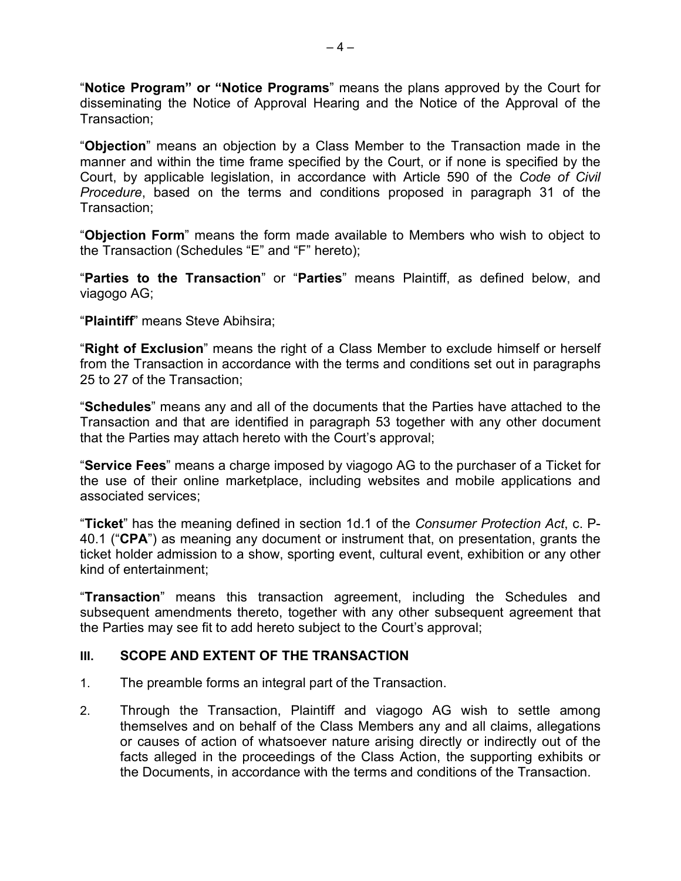“**Notice Program” or “Notice Programs**” means the plans approved by the Court for disseminating the Notice of Approval Hearing and the Notice of the Approval of the Transaction;

“**Objection**” means an objection by a Class Member to the Transaction made in the manner and within the time frame specified by the Court, or if none is specified by the Court, by applicable legislation, in accordance with Article 590 of the *Code of Civil Procedure*, based on the terms and conditions proposed in paragraph 31 of the Transaction;

“**Objection Form**” means the form made available to Members who wish to object to the Transaction (Schedules “E” and “F” hereto);

“**Parties to the Transaction**” or “**Parties**” means Plaintiff, as defined below, and viagogo AG;

“**Plaintiff**” means Steve Abihsira;

“**Right of Exclusion**” means the right of a Class Member to exclude himself or herself from the Transaction in accordance with the terms and conditions set out in paragraphs 25 to 27 of the Transaction;

“**Schedules**” means any and all of the documents that the Parties have attached to the Transaction and that are identified in paragraph 53 together with any other document that the Parties may attach hereto with the Court’s approval;

“**Service Fees**” means a charge imposed by viagogo AG to the purchaser of a Ticket for the use of their online marketplace, including websites and mobile applications and associated services;

“**Ticket**” has the meaning defined in section 1d.1 of the *Consumer Protection Act*, c. P-40.1 (“**CPA**”) as meaning any document or instrument that, on presentation, grants the ticket holder admission to a show, sporting event, cultural event, exhibition or any other kind of entertainment;

“**Transaction**” means this transaction agreement, including the Schedules and subsequent amendments thereto, together with any other subsequent agreement that the Parties may see fit to add hereto subject to the Court’s approval;

## III. SCOPE AND EXTENT OF THE TRANSACTION

1. The preamble forms an integral part of the Transaction.

2. Through the Transaction, Plaintiff and viagogo AG wish to settle among themselves and on behalf of the Class Members any and all claims, allegations or causes of action of whatsoever nature arising directly or indirectly out of the facts alleged in the proceedings of the Class Action, the supporting exhibits or the Documents, in accordance with the terms and conditions of the Transaction.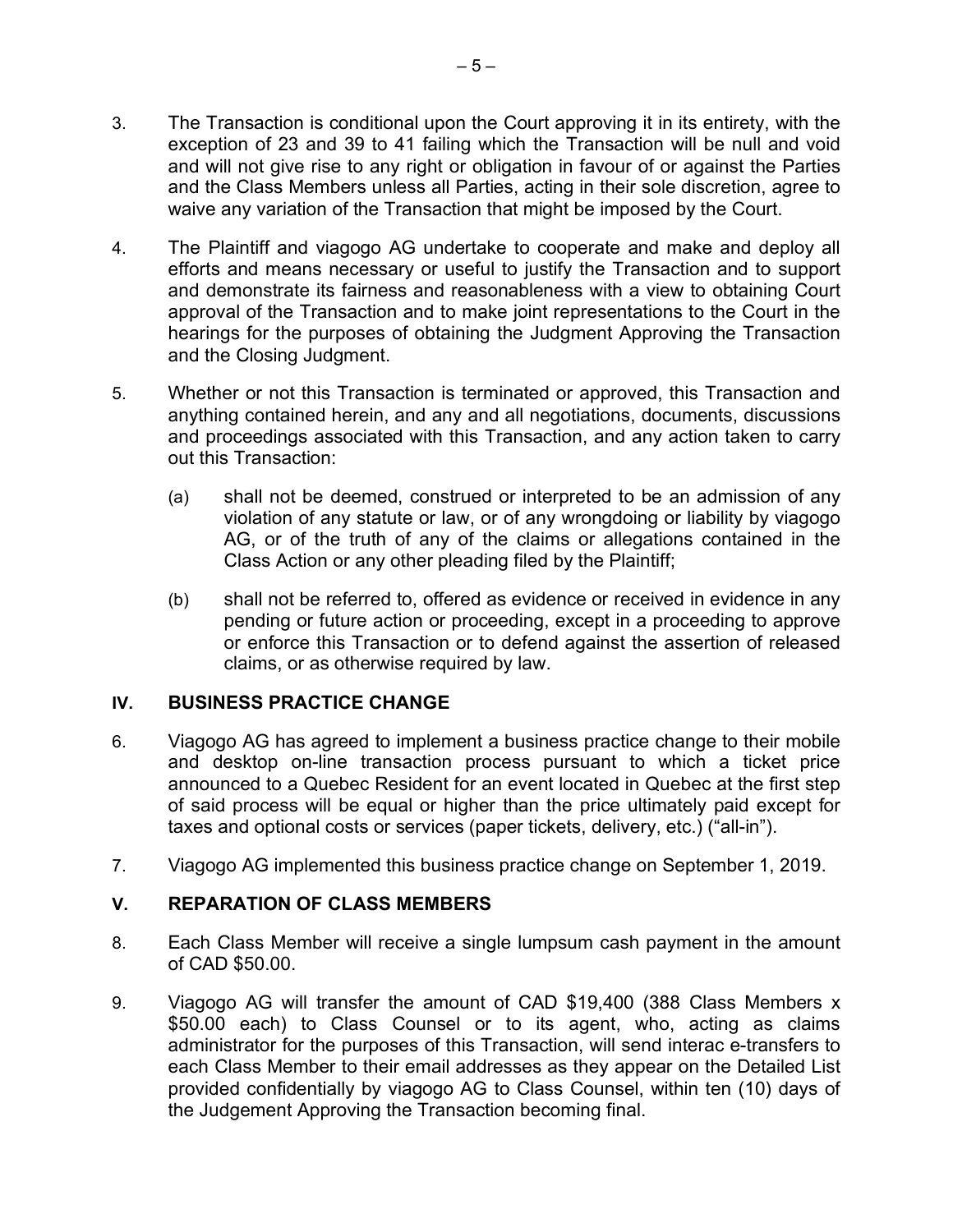3. The Transaction is conditional upon the Court approving it in its entirety, with the exception of 23 and 39 to 41 failing which the Transaction will be null and void and will not give rise to any right or obligation in favour of or against the Parties and the Class Members unless all Parties, acting in their sole discretion, agree to waive any variation of the Transaction that might be imposed by the Court.

4. The Plaintiff and viagogo AG undertake to cooperate and make and deploy all efforts and means necessary or useful to justify the Transaction and to support and demonstrate its fairness and reasonableness with a view to obtaining Court approval of the Transaction and to make joint representations to the Court in the hearings for the purposes of obtaining the Judgment Approving the Transaction and the Closing Judgment.

5. Whether or not this Transaction is terminated or approved, this Transaction and anything contained herein, and any and all negotiations, documents, discussions and proceedings associated with this Transaction, and any action taken to carry out this Transaction:

   (a) shall not be deemed, construed or interpreted to be an admission of any violation of any statute or law, or of any wrongdoing or liability by viagogo AG, or of the truth of any of the claims or allegations contained in the Class Action or any other pleading filed by the Plaintiff;

   (b) shall not be referred to, offered as evidence or received in evidence in any pending or future action or proceeding, except in a proceeding to approve or enforce this Transaction or to defend against the assertion of released claims, or as otherwise required by law.

## IV. BUSINESS PRACTICE CHANGE

6. Viagogo AG has agreed to implement a business practice change to their mobile and desktop on-line transaction process pursuant to which a ticket price announced to a Quebec Resident for an event located in Quebec at the first step of said process will be equal or higher than the price ultimately paid except for taxes and optional costs or services (paper tickets, delivery, etc.) ("all-in").

7. Viagogo AG implemented this business practice change on September 1, 2019.

## V. REPARATION OF CLASS MEMBERS

8. Each Class Member will receive a single lumpsum cash payment in the amount of CAD $50.00.

9. Viagogo AG will transfer the amount of CAD $19,400 (388 Class Members x $50.00 each) to Class Counsel or to its agent, who, acting as claims administrator for the purposes of this Transaction, will send interac e-transfers to each Class Member to their email addresses as they appear on the Detailed List provided confidentially by viagogo AG to Class Counsel, within ten (10) days of the Judgement Approving the Transaction becoming final.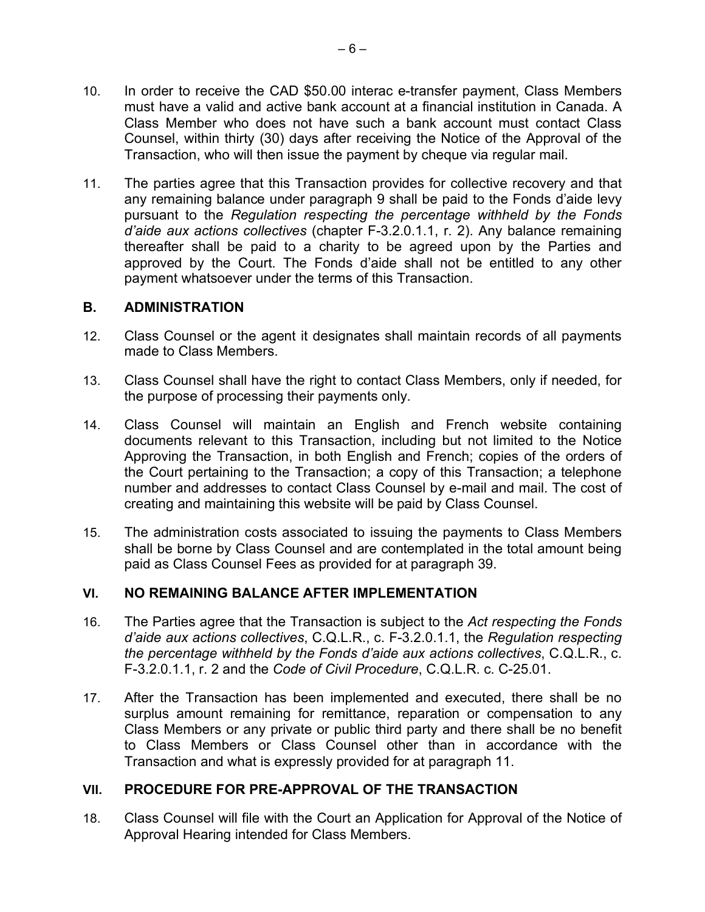10. In order to receive the CAD $50.00 interac e-transfer payment, Class Members must have a valid and active bank account at a financial institution in Canada. A Class Member who does not have such a bank account must contact Class Counsel, within thirty (30) days after receiving the Notice of the Approval of the Transaction, who will then issue the payment by cheque via regular mail.

11. The parties agree that this Transaction provides for collective recovery and that any remaining balance under paragraph 9 shall be paid to the Fonds d'aide levy pursuant to the *Regulation respecting the percentage withheld by the Fonds d'aide aux actions collectives* (chapter F-3.2.0.1.1, r. 2). Any balance remaining thereafter shall be paid to a charity to be agreed upon by the Parties and approved by the Court. The Fonds d'aide shall not be entitled to any other payment whatsoever under the terms of this Transaction.

### B. ADMINISTRATION

12. Class Counsel or the agent it designates shall maintain records of all payments made to Class Members.

13. Class Counsel shall have the right to contact Class Members, only if needed, for the purpose of processing their payments only.

14. Class Counsel will maintain an English and French website containing documents relevant to this Transaction, including but not limited to the Notice Approving the Transaction, in both English and French; copies of the orders of the Court pertaining to the Transaction; a copy of this Transaction; a telephone number and addresses to contact Class Counsel by e-mail and mail. The cost of creating and maintaining this website will be paid by Class Counsel.

15. The administration costs associated to issuing the payments to Class Members shall be borne by Class Counsel and are contemplated in the total amount being paid as Class Counsel Fees as provided for at paragraph 39.

## VI. NO REMAINING BALANCE AFTER IMPLEMENTATION

16. The Parties agree that the Transaction is subject to the *Act respecting the Fonds d'aide aux actions collectives*, C.Q.L.R., c. F-3.2.0.1.1, the *Regulation respecting the percentage withheld by the Fonds d'aide aux actions collectives*, C.Q.L.R., c. F-3.2.0.1.1, r. 2 and the *Code of Civil Procedure*, C.Q.L.R. c. C-25.01.

17. After the Transaction has been implemented and executed, there shall be no surplus amount remaining for remittance, reparation or compensation to any Class Members or any private or public third party and there shall be no benefit to Class Members or Class Counsel other than in accordance with the Transaction and what is expressly provided for at paragraph 11.

## VII. PROCEDURE FOR PRE-APPROVAL OF THE TRANSACTION

18. Class Counsel will file with the Court an Application for Approval of the Notice of Approval Hearing intended for Class Members.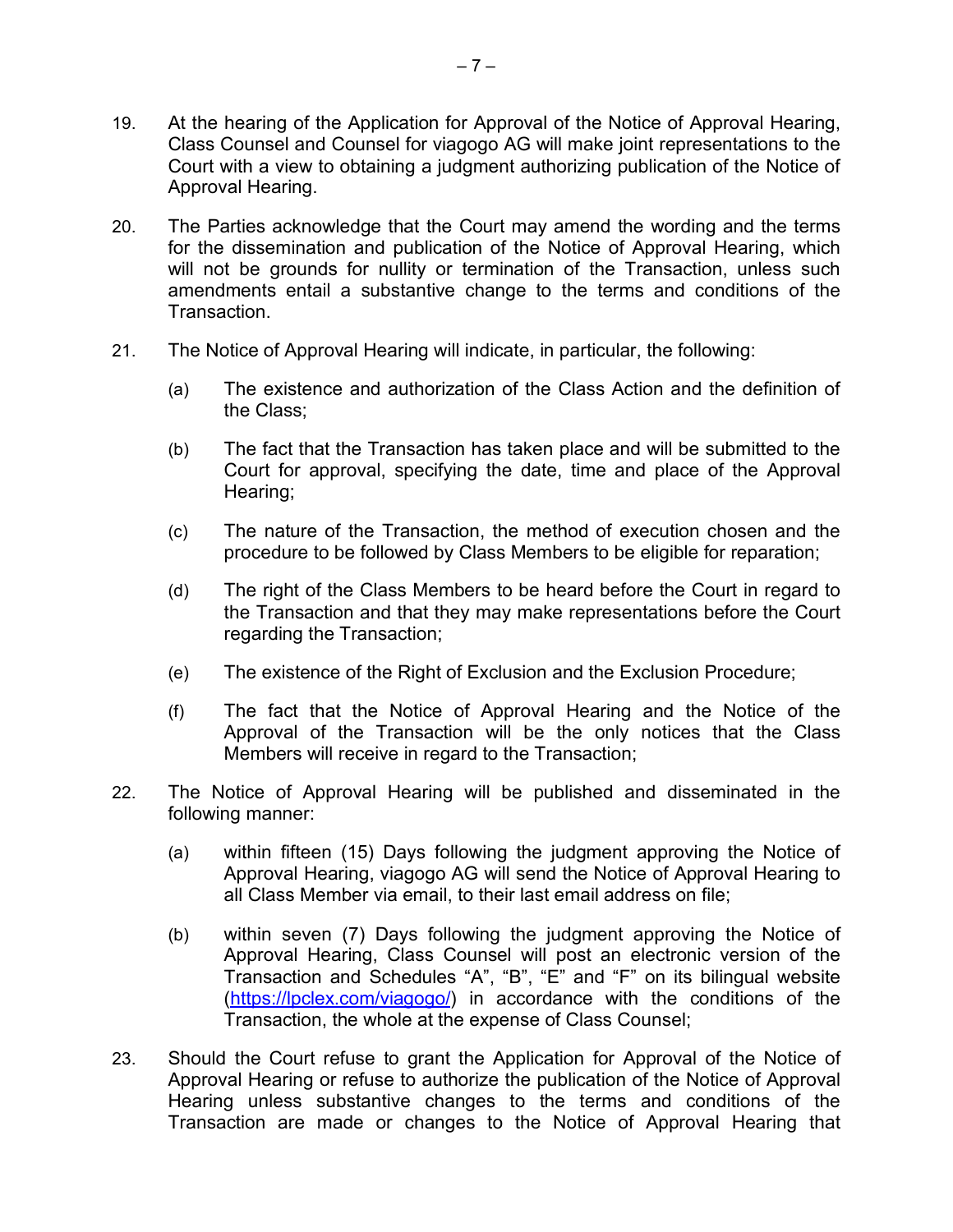19. At the hearing of the Application for Approval of the Notice of Approval Hearing, Class Counsel and Counsel for viagogo AG will make joint representations to the Court with a view to obtaining a judgment authorizing publication of the Notice of Approval Hearing.

20. The Parties acknowledge that the Court may amend the wording and the terms for the dissemination and publication of the Notice of Approval Hearing, which will not be grounds for nullity or termination of the Transaction, unless such amendments entail a substantive change to the terms and conditions of the Transaction.

21. The Notice of Approval Hearing will indicate, in particular, the following:

    (a) The existence and authorization of the Class Action and the definition of the Class;

    (b) The fact that the Transaction has taken place and will be submitted to the Court for approval, specifying the date, time and place of the Approval Hearing;

    (c) The nature of the Transaction, the method of execution chosen and the procedure to be followed by Class Members to be eligible for reparation;

    (d) The right of the Class Members to be heard before the Court in regard to the Transaction and that they may make representations before the Court regarding the Transaction;

    (e) The existence of the Right of Exclusion and the Exclusion Procedure;

    (f) The fact that the Notice of Approval Hearing and the Notice of the Approval of the Transaction will be the only notices that the Class Members will receive in regard to the Transaction;

22. The Notice of Approval Hearing will be published and disseminated in the following manner:

    (a) within fifteen (15) Days following the judgment approving the Notice of Approval Hearing, viagogo AG will send the Notice of Approval Hearing to all Class Member via email, to their last email address on file;

    (b) within seven (7) Days following the judgment approving the Notice of Approval Hearing, Class Counsel will post an electronic version of the Transaction and Schedules "A", "B", "E" and "F" on its bilingual website (https://lpclex.com/viagogo/) in accordance with the conditions of the Transaction, the whole at the expense of Class Counsel;

23. Should the Court refuse to grant the Application for Approval of the Notice of Approval Hearing or refuse to authorize the publication of the Notice of Approval Hearing unless substantive changes to the terms and conditions of the Transaction are made or changes to the Notice of Approval Hearing that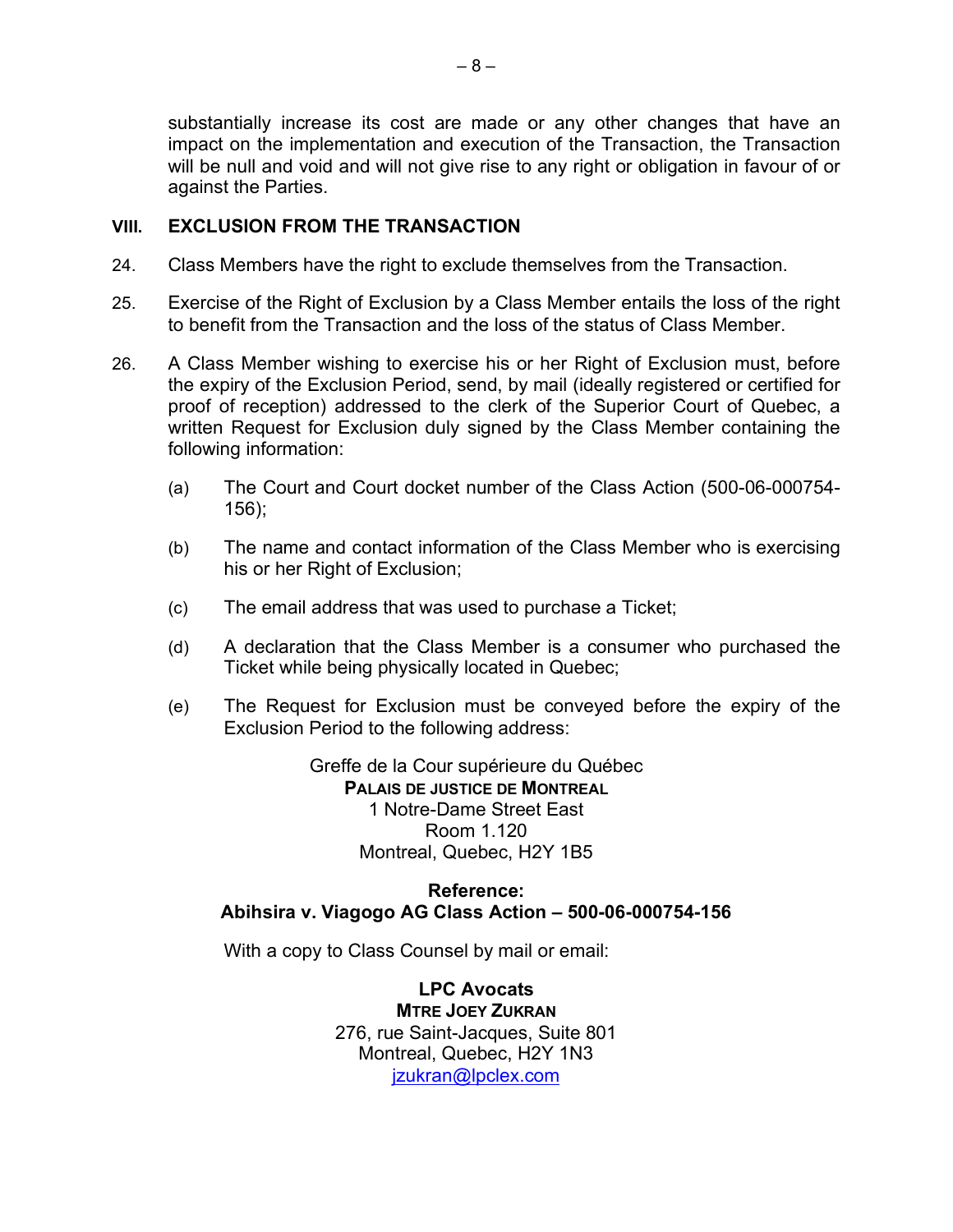substantially increase its cost are made or any other changes that have an impact on the implementation and execution of the Transaction, the Transaction will be null and void and will not give rise to any right or obligation in favour of or against the Parties.

## VIII. EXCLUSION FROM THE TRANSACTION

24. Class Members have the right to exclude themselves from the Transaction.

25. Exercise of the Right of Exclusion by a Class Member entails the loss of the right to benefit from the Transaction and the loss of the status of Class Member.

26. A Class Member wishing to exercise his or her Right of Exclusion must, before the expiry of the Exclusion Period, send, by mail (ideally registered or certified for proof of reception) addressed to the clerk of the Superior Court of Quebec, a written Request for Exclusion duly signed by the Class Member containing the following information:

    (a) The Court and Court docket number of the Class Action (500-06-000754-156);

    (b) The name and contact information of the Class Member who is exercising his or her Right of Exclusion;

    (c) The email address that was used to purchase a Ticket;

    (d) A declaration that the Class Member is a consumer who purchased the Ticket while being physically located in Quebec;

    (e) The Request for Exclusion must be conveyed before the expiry of the Exclusion Period to the following address:

Greffe de la Cour supérieure du Québec
**PALAIS DE JUSTICE DE MONTREAL**
1 Notre-Dame Street East
Room 1.120
Montreal, Quebec, H2Y 1B5

**Reference:**
**Abihsira v. Viagogo AG Class Action – 500-06-000754-156**

With a copy to Class Counsel by mail or email:

**LPC Avocats**
**MTRE JOEY ZUKRAN**
276, rue Saint-Jacques, Suite 801
Montreal, Quebec, H2Y 1N3
jzukran@lpclex.com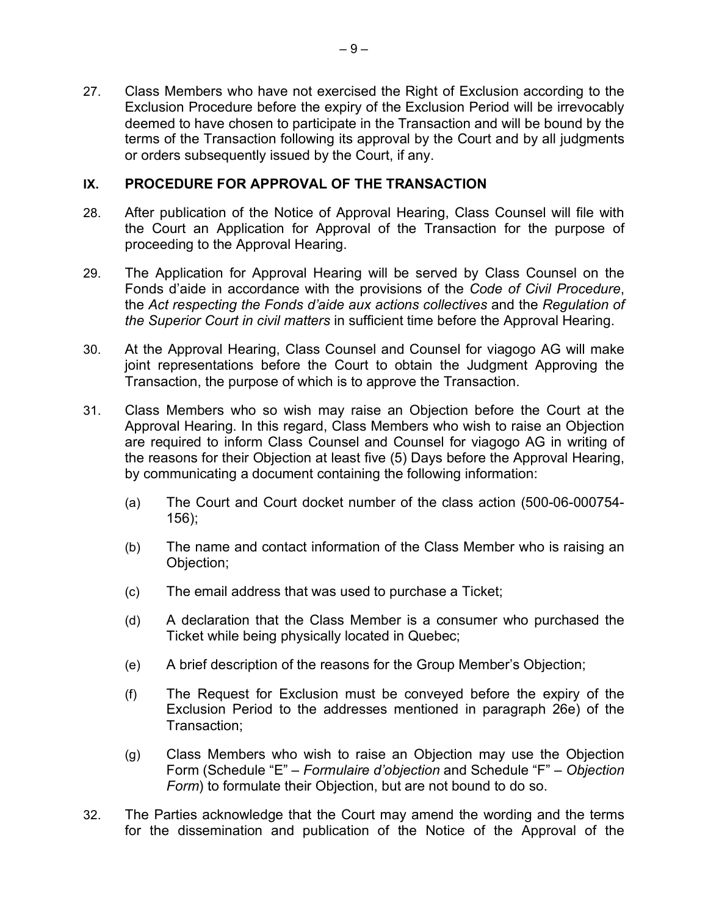27. Class Members who have not exercised the Right of Exclusion according to the Exclusion Procedure before the expiry of the Exclusion Period will be irrevocably deemed to have chosen to participate in the Transaction and will be bound by the terms of the Transaction following its approval by the Court and by all judgments or orders subsequently issued by the Court, if any.

## IX. PROCEDURE FOR APPROVAL OF THE TRANSACTION

28. After publication of the Notice of Approval Hearing, Class Counsel will file with the Court an Application for Approval of the Transaction for the purpose of proceeding to the Approval Hearing.

29. The Application for Approval Hearing will be served by Class Counsel on the Fonds d'aide in accordance with the provisions of the *Code of Civil Procedure*, the *Act respecting the Fonds d'aide aux actions collectives* and the *Regulation of the Superior Court in civil matters* in sufficient time before the Approval Hearing.

30. At the Approval Hearing, Class Counsel and Counsel for viagogo AG will make joint representations before the Court to obtain the Judgment Approving the Transaction, the purpose of which is to approve the Transaction.

31. Class Members who so wish may raise an Objection before the Court at the Approval Hearing. In this regard, Class Members who wish to raise an Objection are required to inform Class Counsel and Counsel for viagogo AG in writing of the reasons for their Objection at least five (5) Days before the Approval Hearing, by communicating a document containing the following information:

    (a) The Court and Court docket number of the class action (500-06-000754-156);

    (b) The name and contact information of the Class Member who is raising an Objection;

    (c) The email address that was used to purchase a Ticket;

    (d) A declaration that the Class Member is a consumer who purchased the Ticket while being physically located in Quebec;

    (e) A brief description of the reasons for the Group Member's Objection;

    (f) The Request for Exclusion must be conveyed before the expiry of the Exclusion Period to the addresses mentioned in paragraph 26e) of the Transaction;

    (g) Class Members who wish to raise an Objection may use the Objection Form (Schedule "E" – *Formulaire d'objection* and Schedule "F" – *Objection Form*) to formulate their Objection, but are not bound to do so.

32. The Parties acknowledge that the Court may amend the wording and the terms for the dissemination and publication of the Notice of the Approval of the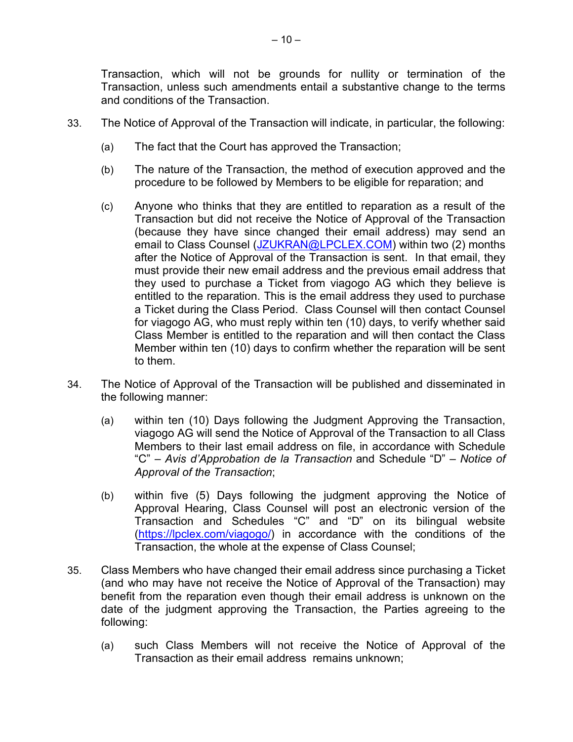Transaction, which will not be grounds for nullity or termination of the Transaction, unless such amendments entail a substantive change to the terms and conditions of the Transaction.

33. The Notice of Approval of the Transaction will indicate, in particular, the following:

    (a) The fact that the Court has approved the Transaction;

    (b) The nature of the Transaction, the method of execution approved and the procedure to be followed by Members to be eligible for reparation; and

    (c) Anyone who thinks that they are entitled to reparation as a result of the Transaction but did not receive the Notice of Approval of the Transaction (because they have since changed their email address) may send an email to Class Counsel (JZUKRAN@LPCLEX.COM) within two (2) months after the Notice of Approval of the Transaction is sent. In that email, they must provide their new email address and the previous email address that they used to purchase a Ticket from viagogo AG which they believe is entitled to the reparation. This is the email address they used to purchase a Ticket during the Class Period. Class Counsel will then contact Counsel for viagogo AG, who must reply within ten (10) days, to verify whether said Class Member is entitled to the reparation and will then contact the Class Member within ten (10) days to confirm whether the reparation will be sent to them.

34. The Notice of Approval of the Transaction will be published and disseminated in the following manner:

    (a) within ten (10) Days following the Judgment Approving the Transaction, viagogo AG will send the Notice of Approval of the Transaction to all Class Members to their last email address on file, in accordance with Schedule "C" – *Avis d'Approbation de la Transaction* and Schedule "D" – *Notice of Approval of the Transaction*;

    (b) within five (5) Days following the judgment approving the Notice of Approval Hearing, Class Counsel will post an electronic version of the Transaction and Schedules "C" and "D" on its bilingual website (https://lpclex.com/viagogo/) in accordance with the conditions of the Transaction, the whole at the expense of Class Counsel;

35. Class Members who have changed their email address since purchasing a Ticket (and who may have not receive the Notice of Approval of the Transaction) may benefit from the reparation even though their email address is unknown on the date of the judgment approving the Transaction, the Parties agreeing to the following:

    (a) such Class Members will not receive the Notice of Approval of the Transaction as their email address remains unknown;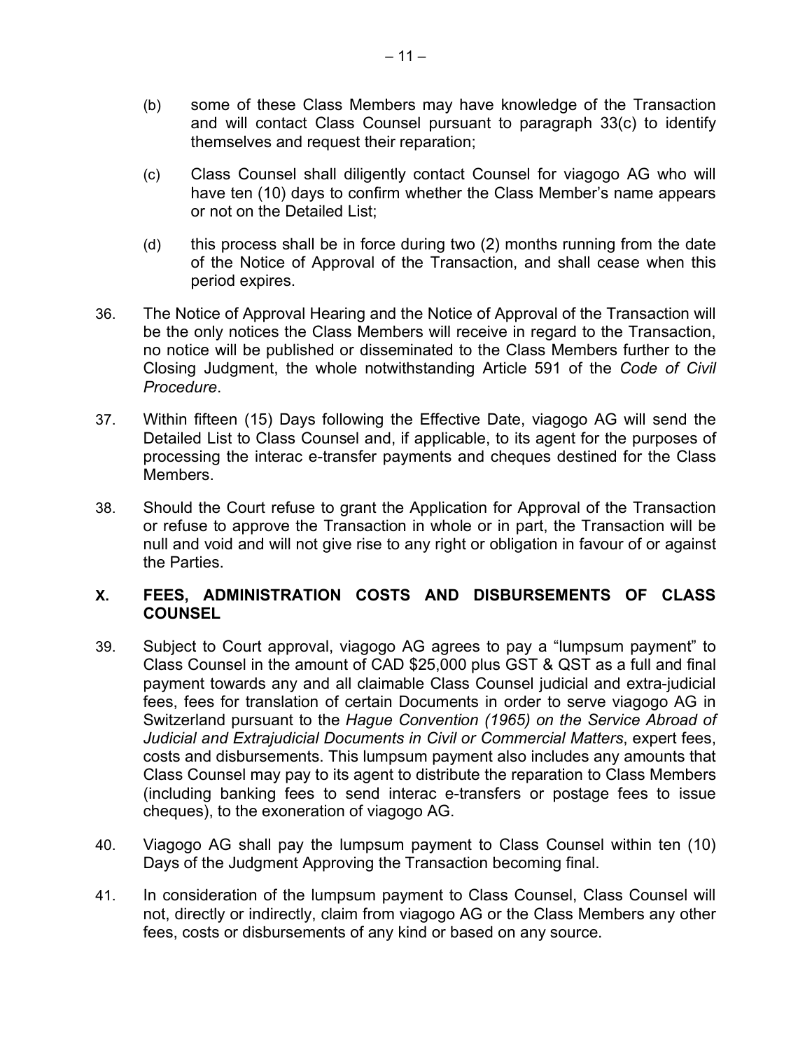(b) some of these Class Members may have knowledge of the Transaction and will contact Class Counsel pursuant to paragraph 33(c) to identify themselves and request their reparation;

(c) Class Counsel shall diligently contact Counsel for viagogo AG who will have ten (10) days to confirm whether the Class Member's name appears or not on the Detailed List;

(d) this process shall be in force during two (2) months running from the date of the Notice of Approval of the Transaction, and shall cease when this period expires.

36. The Notice of Approval Hearing and the Notice of Approval of the Transaction will be the only notices the Class Members will receive in regard to the Transaction, no notice will be published or disseminated to the Class Members further to the Closing Judgment, the whole notwithstanding Article 591 of the *Code of Civil Procedure*.

37. Within fifteen (15) Days following the Effective Date, viagogo AG will send the Detailed List to Class Counsel and, if applicable, to its agent for the purposes of processing the interac e-transfer payments and cheques destined for the Class Members.

38. Should the Court refuse to grant the Application for Approval of the Transaction or refuse to approve the Transaction in whole or in part, the Transaction will be null and void and will not give rise to any right or obligation in favour of or against the Parties.

## X. FEES, ADMINISTRATION COSTS AND DISBURSEMENTS OF CLASS COUNSEL

39. Subject to Court approval, viagogo AG agrees to pay a "lumpsum payment" to Class Counsel in the amount of CAD $25,000 plus GST & QST as a full and final payment towards any and all claimable Class Counsel judicial and extra-judicial fees, fees for translation of certain Documents in order to serve viagogo AG in Switzerland pursuant to the *Hague Convention (1965) on the Service Abroad of Judicial and Extrajudicial Documents in Civil or Commercial Matters*, expert fees, costs and disbursements. This lumpsum payment also includes any amounts that Class Counsel may pay to its agent to distribute the reparation to Class Members (including banking fees to send interac e-transfers or postage fees to issue cheques), to the exoneration of viagogo AG.

40. Viagogo AG shall pay the lumpsum payment to Class Counsel within ten (10) Days of the Judgment Approving the Transaction becoming final.

41. In consideration of the lumpsum payment to Class Counsel, Class Counsel will not, directly or indirectly, claim from viagogo AG or the Class Members any other fees, costs or disbursements of any kind or based on any source.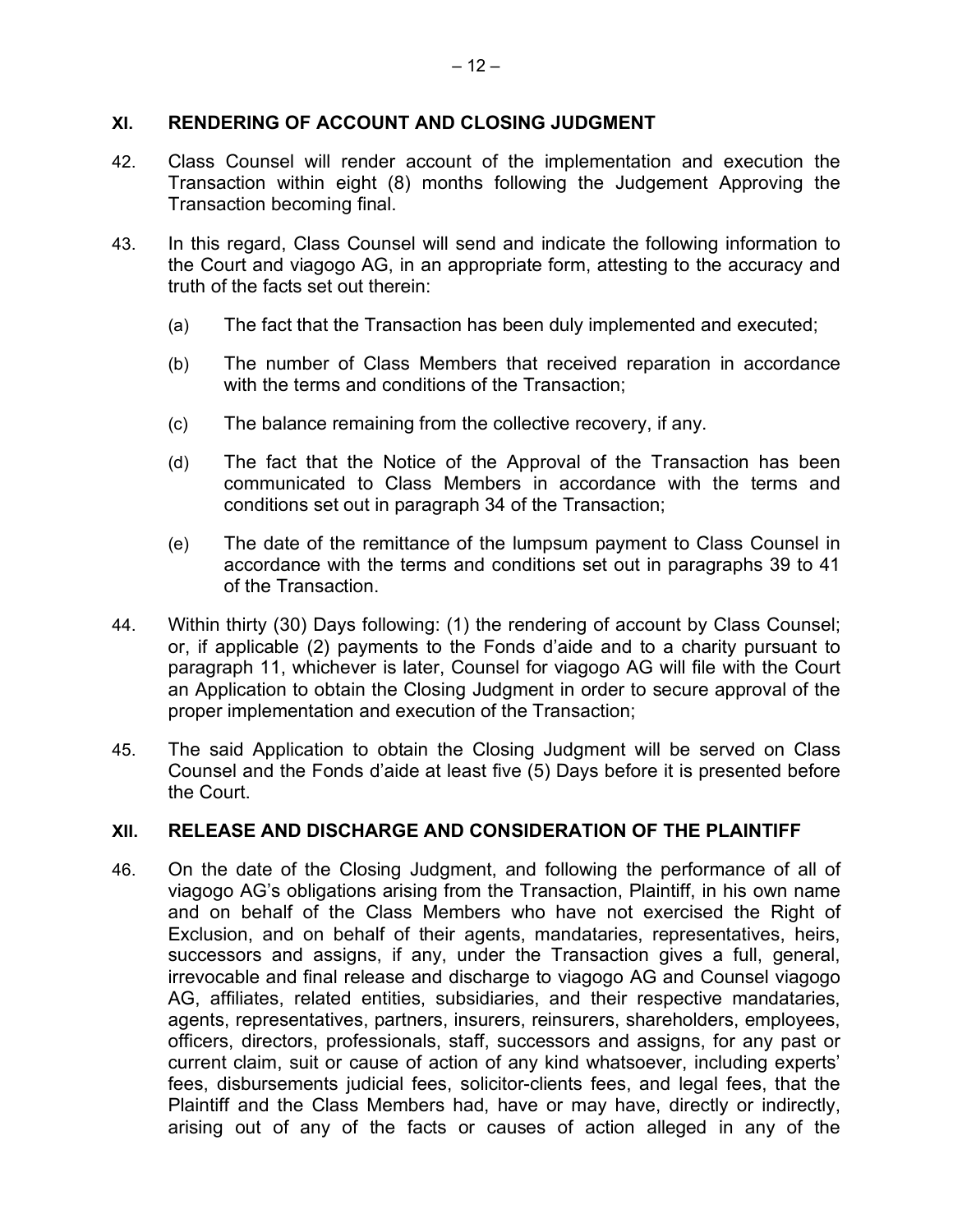## XI. RENDERING OF ACCOUNT AND CLOSING JUDGMENT

42. Class Counsel will render account of the implementation and execution the Transaction within eight (8) months following the Judgement Approving the Transaction becoming final.

43. In this regard, Class Counsel will send and indicate the following information to the Court and viagogo AG, in an appropriate form, attesting to the accuracy and truth of the facts set out therein:

    (a) The fact that the Transaction has been duly implemented and executed;

    (b) The number of Class Members that received reparation in accordance with the terms and conditions of the Transaction;

    (c) The balance remaining from the collective recovery, if any.

    (d) The fact that the Notice of the Approval of the Transaction has been communicated to Class Members in accordance with the terms and conditions set out in paragraph 34 of the Transaction;

    (e) The date of the remittance of the lumpsum payment to Class Counsel in accordance with the terms and conditions set out in paragraphs 39 to 41 of the Transaction.

44. Within thirty (30) Days following: (1) the rendering of account by Class Counsel; or, if applicable (2) payments to the Fonds d'aide and to a charity pursuant to paragraph 11, whichever is later, Counsel for viagogo AG will file with the Court an Application to obtain the Closing Judgment in order to secure approval of the proper implementation and execution of the Transaction;

45. The said Application to obtain the Closing Judgment will be served on Class Counsel and the Fonds d'aide at least five (5) Days before it is presented before the Court.

## XII. RELEASE AND DISCHARGE AND CONSIDERATION OF THE PLAINTIFF

46. On the date of the Closing Judgment, and following the performance of all of viagogo AG's obligations arising from the Transaction, Plaintiff, in his own name and on behalf of the Class Members who have not exercised the Right of Exclusion, and on behalf of their agents, mandataries, representatives, heirs, successors and assigns, if any, under the Transaction gives a full, general, irrevocable and final release and discharge to viagogo AG and Counsel viagogo AG, affiliates, related entities, subsidiaries, and their respective mandataries, agents, representatives, partners, insurers, reinsurers, shareholders, employees, officers, directors, professionals, staff, successors and assigns, for any past or current claim, suit or cause of action of any kind whatsoever, including experts' fees, disbursements judicial fees, solicitor-clients fees, and legal fees, that the Plaintiff and the Class Members had, have or may have, directly or indirectly, arising out of any of the facts or causes of action alleged in any of the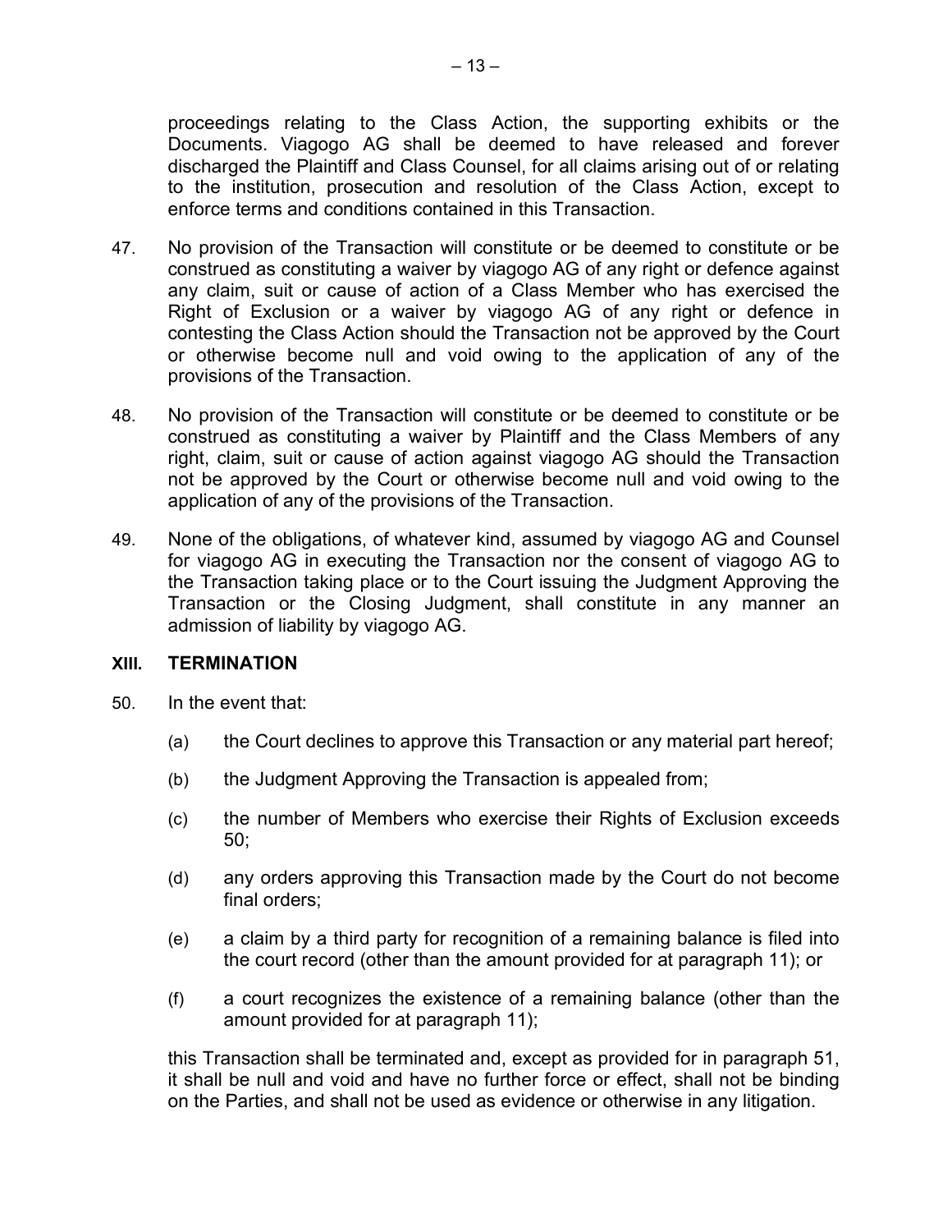proceedings relating to the Class Action, the supporting exhibits or the Documents. Viagogo AG shall be deemed to have released and forever discharged the Plaintiff and Class Counsel, for all claims arising out of or relating to the institution, prosecution and resolution of the Class Action, except to enforce terms and conditions contained in this Transaction.

47. No provision of the Transaction will constitute or be deemed to constitute or be construed as constituting a waiver by viagogo AG of any right or defence against any claim, suit or cause of action of a Class Member who has exercised the Right of Exclusion or a waiver by viagogo AG of any right or defence in contesting the Class Action should the Transaction not be approved by the Court or otherwise become null and void owing to the application of any of the provisions of the Transaction.

48. No provision of the Transaction will constitute or be deemed to constitute or be construed as constituting a waiver by Plaintiff and the Class Members of any right, claim, suit or cause of action against viagogo AG should the Transaction not be approved by the Court or otherwise become null and void owing to the application of any of the provisions of the Transaction.

49. None of the obligations, of whatever kind, assumed by viagogo AG and Counsel for viagogo AG in executing the Transaction nor the consent of viagogo AG to the Transaction taking place or to the Court issuing the Judgment Approving the Transaction or the Closing Judgment, shall constitute in any manner an admission of liability by viagogo AG.

## XIII. TERMINATION

50. In the event that:

    (a) the Court declines to approve this Transaction or any material part hereof;

    (b) the Judgment Approving the Transaction is appealed from;

    (c) the number of Members who exercise their Rights of Exclusion exceeds 50;

    (d) any orders approving this Transaction made by the Court do not become final orders;

    (e) a claim by a third party for recognition of a remaining balance is filed into the court record (other than the amount provided for at paragraph 11); or

    (f) a court recognizes the existence of a remaining balance (other than the amount provided for at paragraph 11);

    this Transaction shall be terminated and, except as provided for in paragraph 51, it shall be null and void and have no further force or effect, shall not be binding on the Parties, and shall not be used as evidence or otherwise in any litigation.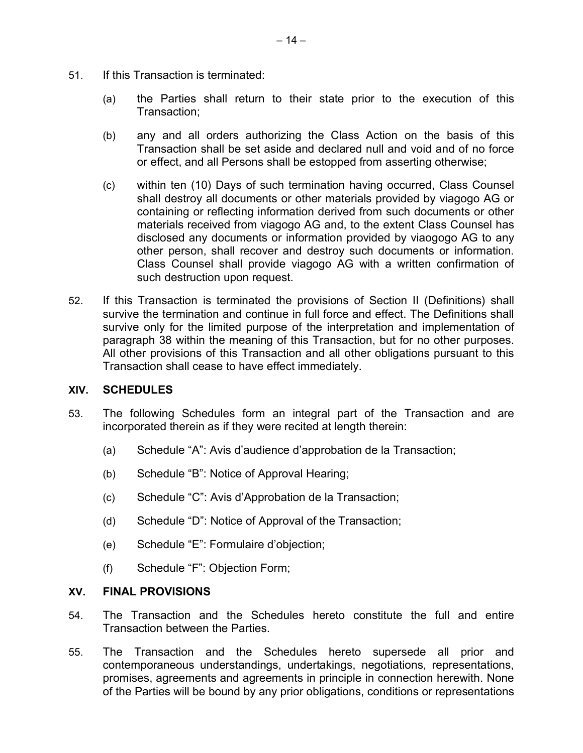51. If this Transaction is terminated:

    (a) the Parties shall return to their state prior to the execution of this Transaction;

    (b) any and all orders authorizing the Class Action on the basis of this Transaction shall be set aside and declared null and void and of no force or effect, and all Persons shall be estopped from asserting otherwise;

    (c) within ten (10) Days of such termination having occurred, Class Counsel shall destroy all documents or other materials provided by viagogo AG or containing or reflecting information derived from such documents or other materials received from viagogo AG and, to the extent Class Counsel has disclosed any documents or information provided by viaogogo AG to any other person, shall recover and destroy such documents or information. Class Counsel shall provide viagogo AG with a written confirmation of such destruction upon request.

52. If this Transaction is terminated the provisions of Section II (Definitions) shall survive the termination and continue in full force and effect. The Definitions shall survive only for the limited purpose of the interpretation and implementation of paragraph 38 within the meaning of this Transaction, but for no other purposes. All other provisions of this Transaction and all other obligations pursuant to this Transaction shall cease to have effect immediately.

## XIV. SCHEDULES

53. The following Schedules form an integral part of the Transaction and are incorporated therein as if they were recited at length therein:

    (a) Schedule "A": Avis d'audience d'approbation de la Transaction;

    (b) Schedule "B": Notice of Approval Hearing;

    (c) Schedule "C": Avis d'Approbation de la Transaction;

    (d) Schedule "D": Notice of Approval of the Transaction;

    (e) Schedule "E": Formulaire d'objection;

    (f) Schedule "F": Objection Form;

## XV. FINAL PROVISIONS

54. The Transaction and the Schedules hereto constitute the full and entire Transaction between the Parties.

55. The Transaction and the Schedules hereto supersede all prior and contemporaneous understandings, undertakings, negotiations, representations, promises, agreements and agreements in principle in connection herewith. None of the Parties will be bound by any prior obligations, conditions or representations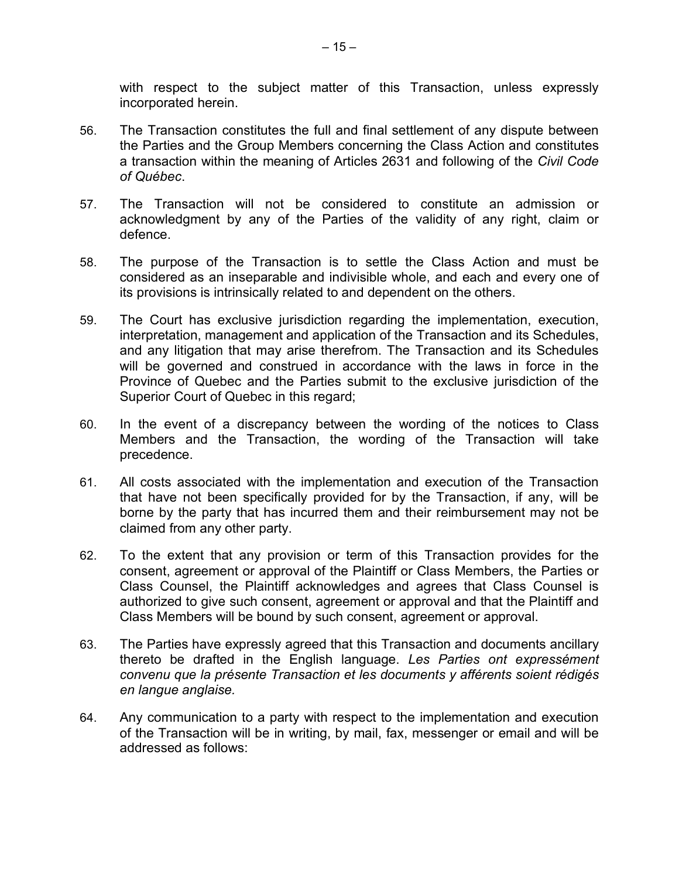with respect to the subject matter of this Transaction, unless expressly incorporated herein.

56. The Transaction constitutes the full and final settlement of any dispute between the Parties and the Group Members concerning the Class Action and constitutes a transaction within the meaning of Articles 2631 and following of the *Civil Code of Québec*.

57. The Transaction will not be considered to constitute an admission or acknowledgment by any of the Parties of the validity of any right, claim or defence.

58. The purpose of the Transaction is to settle the Class Action and must be considered as an inseparable and indivisible whole, and each and every one of its provisions is intrinsically related to and dependent on the others.

59. The Court has exclusive jurisdiction regarding the implementation, execution, interpretation, management and application of the Transaction and its Schedules, and any litigation that may arise therefrom. The Transaction and its Schedules will be governed and construed in accordance with the laws in force in the Province of Quebec and the Parties submit to the exclusive jurisdiction of the Superior Court of Quebec in this regard;

60. In the event of a discrepancy between the wording of the notices to Class Members and the Transaction, the wording of the Transaction will take precedence.

61. All costs associated with the implementation and execution of the Transaction that have not been specifically provided for by the Transaction, if any, will be borne by the party that has incurred them and their reimbursement may not be claimed from any other party.

62. To the extent that any provision or term of this Transaction provides for the consent, agreement or approval of the Plaintiff or Class Members, the Parties or Class Counsel, the Plaintiff acknowledges and agrees that Class Counsel is authorized to give such consent, agreement or approval and that the Plaintiff and Class Members will be bound by such consent, agreement or approval.

63. The Parties have expressly agreed that this Transaction and documents ancillary thereto be drafted in the English language. *Les Parties ont expressément convenu que la présente Transaction et les documents y afférents soient rédigés en langue anglaise.*

64. Any communication to a party with respect to the implementation and execution of the Transaction will be in writing, by mail, fax, messenger or email and will be addressed as follows: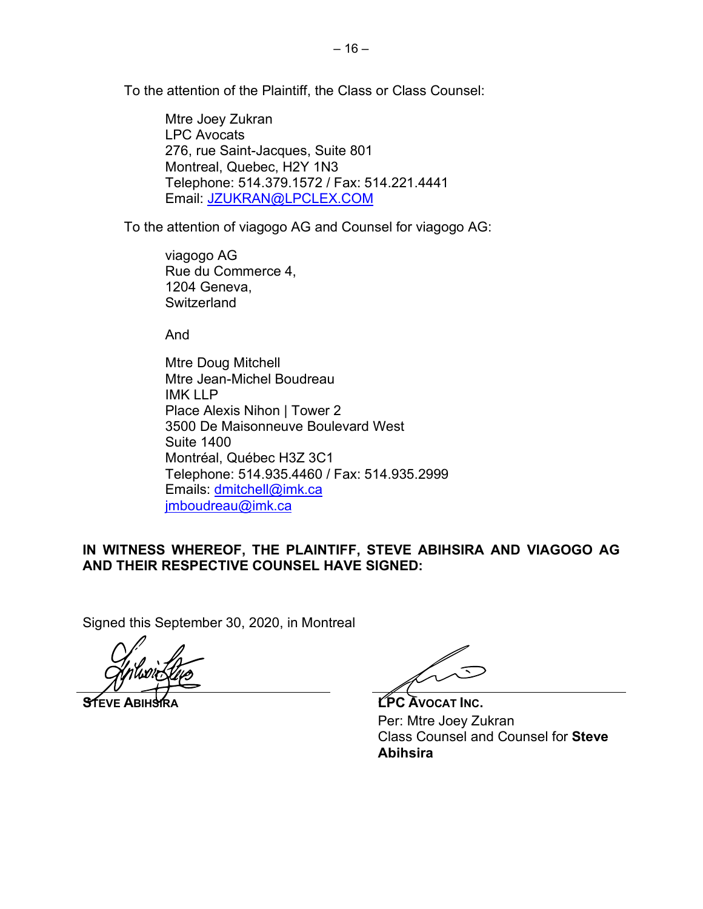To the attention of the Plaintiff, the Class or Class Counsel:

Mtre Joey Zukran
LPC Avocats
276, rue Saint-Jacques, Suite 801
Montreal, Quebec, H2Y 1N3
Telephone: 514.379.1572 / Fax: 514.221.4441
Email: JZUKRAN@LPCLEX.COM

To the attention of viagogo AG and Counsel for viagogo AG:

viagogo AG
Rue du Commerce 4,
1204 Geneva,
Switzerland

And

Mtre Doug Mitchell
Mtre Jean-Michel Boudreau
IMK LLP
Place Alexis Nihon | Tower 2
3500 De Maisonneuve Boulevard West
Suite 1400
Montréal, Québec H3Z 3C1
Telephone: 514.935.4460 / Fax: 514.935.2999
Emails: dmitchell@imk.ca
jmboudreau@imk.ca

**IN WITNESS WHEREOF, THE PLAINTIFF, STEVE ABIHSIRA AND VIAGOGO AG AND THEIR RESPECTIVE COUNSEL HAVE SIGNED:**

Signed this September 30, 2020, in Montreal

**STEVE ABIHSIRA**

**LPC AVOCAT INC.**
Per: Mtre Joey Zukran
Class Counsel and Counsel for **Steve Abihsira**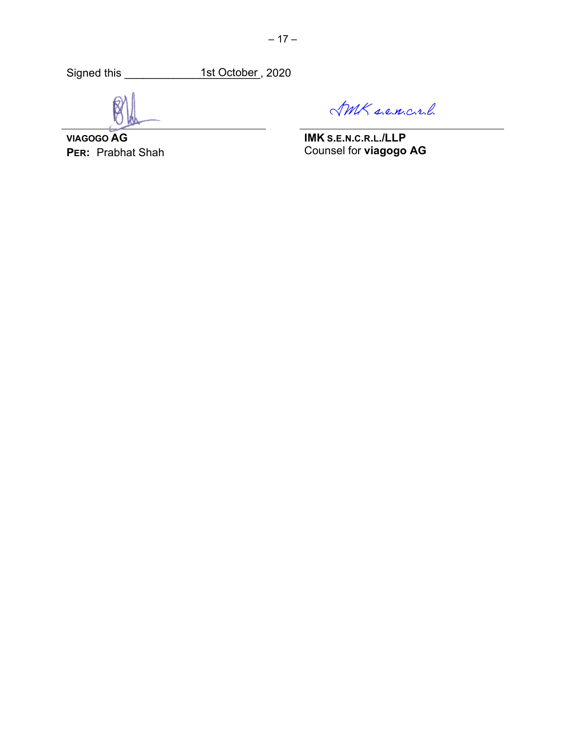Signed this ____________1st October , 2020

IMK s.e.n.c.r.l.

**VIAGOGO AG**
**PER:** Prabhat Shah

**IMK S.E.N.C.R.L./LLP**
Counsel for **viagogo AG**